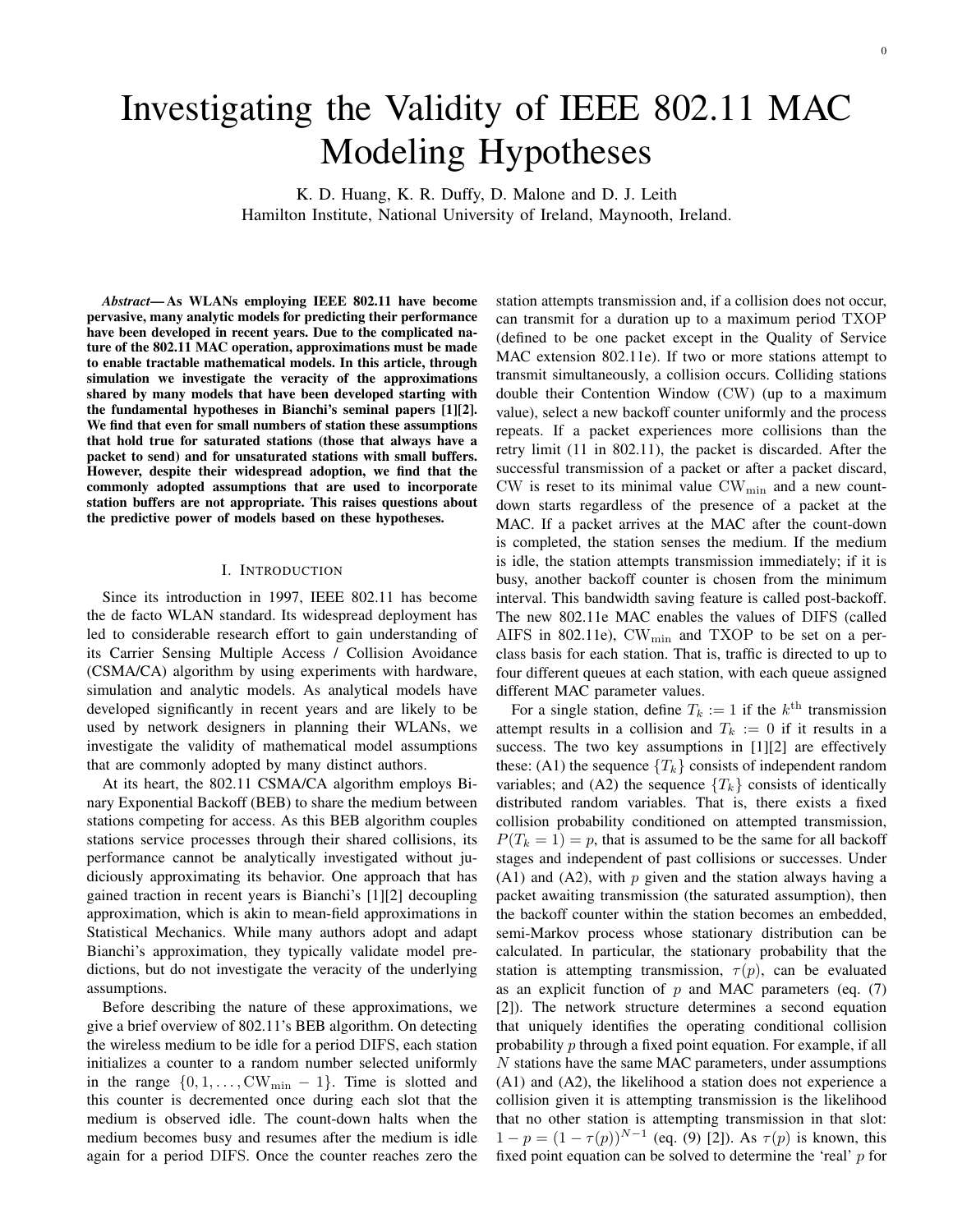# Investigating the Validity of IEEE 802.11 MAC Modeling Hypotheses

K. D. Huang, K. R. Duffy, D. Malone and D. J. Leith
Hamilton Institute, National University of Ireland, Maynooth, Ireland.

***Abstract*— As WLANs employing IEEE 802.11 have become pervasive, many analytic models for predicting their performance have been developed in recent years. Due to the complicated nature of the 802.11 MAC operation, approximations must be made to enable tractable mathematical models. In this article, through simulation we investigate the veracity of the approximations shared by many models that have been developed starting with the fundamental hypotheses in Bianchi's seminal papers [1][2]. We find that even for small numbers of station these assumptions that hold true for saturated stations (those that always have a packet to send) and for unsaturated stations with small buffers. However, despite their widespread adoption, we find that the commonly adopted assumptions that are used to incorporate station buffers are not appropriate. This raises questions about the predictive power of models based on these hypotheses.**

## I. Introduction

Since its introduction in 1997, IEEE 802.11 has become the de facto WLAN standard. Its widespread deployment has led to considerable research effort to gain understanding of its Carrier Sensing Multiple Access / Collision Avoidance (CSMA/CA) algorithm by using experiments with hardware, simulation and analytic models. As analytical models have developed significantly in recent years and are likely to be used by network designers in planning their WLANs, we investigate the validity of mathematical model assumptions that are commonly adopted by many distinct authors.

At its heart, the 802.11 CSMA/CA algorithm employs Binary Exponential Backoff (BEB) to share the medium between stations competing for access. As this BEB algorithm couples stations service processes through their shared collisions, its performance cannot be analytically investigated without judiciously approximating its behavior. One approach that has gained traction in recent years is Bianchi's [1][2] decoupling approximation, which is akin to mean-field approximations in Statistical Mechanics. While many authors adopt and adapt Bianchi's approximation, they typically validate model predictions, but do not investigate the veracity of the underlying assumptions.

Before describing the nature of these approximations, we give a brief overview of 802.11's BEB algorithm. On detecting the wireless medium to be idle for a period DIFS, each station initializes a counter to a random number selected uniformly in the range $\{0, 1, \ldots, \mathrm{CW}_{\min} - 1\}$. Time is slotted and this counter is decremented once during each slot that the medium is observed idle. The count-down halts when the medium becomes busy and resumes after the medium is idle again for a period DIFS. Once the counter reaches zero the station attempts transmission and, if a collision does not occur, can transmit for a duration up to a maximum period TXOP (defined to be one packet except in the Quality of Service MAC extension 802.11e). If two or more stations attempt to transmit simultaneously, a collision occurs. Colliding stations double their Contention Window (CW) (up to a maximum value), select a new backoff counter uniformly and the process repeats. If a packet experiences more collisions than the retry limit (11 in 802.11), the packet is discarded. After the successful transmission of a packet or after a packet discard, CW is reset to its minimal value $\mathrm{CW}_{\min}$ and a new count-down starts regardless of the presence of a packet at the MAC. If a packet arrives at the MAC after the count-down is completed, the station senses the medium. If the medium is idle, the station attempts transmission immediately; if it is busy, another backoff counter is chosen from the minimum interval. This bandwidth saving feature is called post-backoff. The new 802.11e MAC enables the values of DIFS (called AIFS in 802.11e), $\mathrm{CW}_{\min}$ and TXOP to be set on a per-class basis for each station. That is, traffic is directed to up to four different queues at each station, with each queue assigned different MAC parameter values.

For a single station, define $T_k := 1$ if the $k^{\text{th}}$ transmission attempt results in a collision and $T_k := 0$ if it results in a success. The two key assumptions in [1][2] are effectively these: (A1) the sequence $\{T_k\}$ consists of independent random variables; and (A2) the sequence $\{T_k\}$ consists of identically distributed random variables. That is, there exists a fixed collision probability conditioned on attempted transmission, $P(T_k = 1) = p$, that is assumed to be the same for all backoff stages and independent of past collisions or successes. Under (A1) and (A2), with $p$ given and the station always having a packet awaiting transmission (the saturated assumption), then the backoff counter within the station becomes an embedded, semi-Markov process whose stationary distribution can be calculated. In particular, the stationary probability that the station is attempting transmission, $\tau(p)$, can be evaluated as an explicit function of $p$ and MAC parameters (eq. (7) [2]). The network structure determines a second equation that uniquely identifies the operating conditional collision probability $p$ through a fixed point equation. For example, if all $N$ stations have the same MAC parameters, under assumptions (A1) and (A2), the likelihood a station does not experience a collision given it is attempting transmission is the likelihood that no other station is attempting transmission in that slot: $1 - p = (1 - \tau(p))^{N-1}$ (eq. (9) [2]). As $\tau(p)$ is known, this fixed point equation can be solved to determine the 'real' $p$ for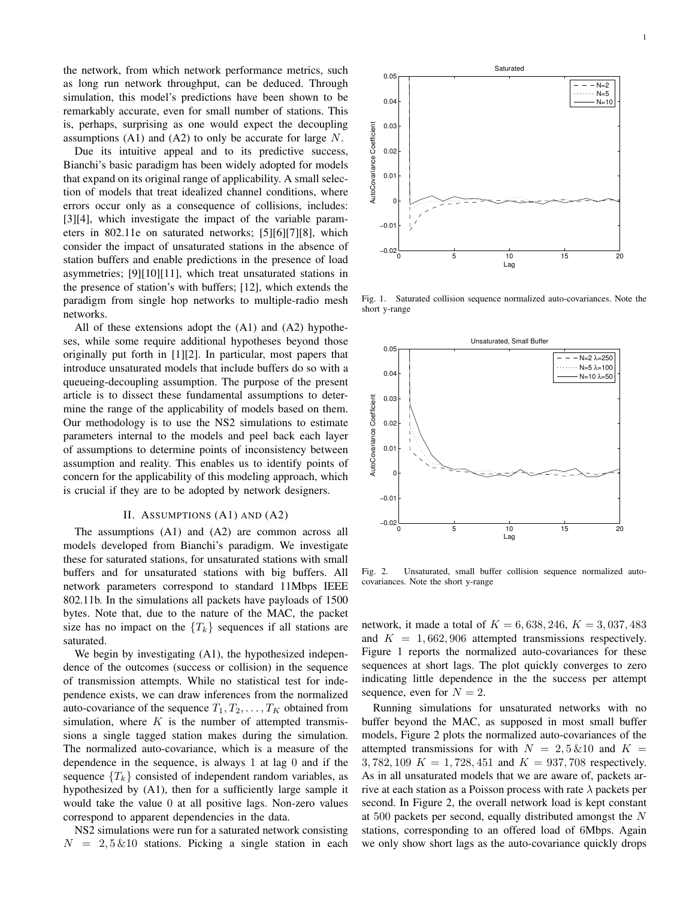the network, from which network performance metrics, such as long run network throughput, can be deduced. Through simulation, this model's predictions have been shown to be remarkably accurate, even for small number of stations. This is, perhaps, surprising as one would expect the decoupling assumptions (A1) and (A2) to only be accurate for large $N$.

Due its intuitive appeal and to its predictive success, Bianchi's basic paradigm has been widely adopted for models that expand on its original range of applicability. A small selection of models that treat idealized channel conditions, where errors occur only as a consequence of collisions, includes: [3][4], which investigate the impact of the variable parameters in 802.11e on saturated networks; [5][6][7][8], which consider the impact of unsaturated stations in the absence of station buffers and enable predictions in the presence of load asymmetries; [9][10][11], which treat unsaturated stations in the presence of station's with buffers; [12], which extends the paradigm from single hop networks to multiple-radio mesh networks.

All of these extensions adopt the (A1) and (A2) hypotheses, while some require additional hypotheses beyond those originally put forth in [1][2]. In particular, most papers that introduce unsaturated models that include buffers do so with a queueing-decoupling assumption. The purpose of the present article is to dissect these fundamental assumptions to determine the range of the applicability of models based on them. Our methodology is to use the NS2 simulations to estimate parameters internal to the models and peel back each layer of assumptions to determine points of inconsistency between assumption and reality. This enables us to identify points of concern for the applicability of this modeling approach, which is crucial if they are to be adopted by network designers.

## II. Assumptions (A1) and (A2)

The assumptions (A1) and (A2) are common across all models developed from Bianchi's paradigm. We investigate these for saturated stations, for unsaturated stations with small buffers and for unsaturated stations with big buffers. All network parameters correspond to standard 11Mbps IEEE 802.11b. In the simulations all packets have payloads of 1500 bytes. Note that, due to the nature of the MAC, the packet size has no impact on the $\{T_k\}$ sequences if all stations are saturated.

We begin by investigating (A1), the hypothesized independence of the outcomes (success or collision) in the sequence of transmission attempts. While no statistical test for independence exists, we can draw inferences from the normalized auto-covariance of the sequence $T_1, T_2, \ldots, T_K$ obtained from simulation, where $K$ is the number of attempted transmissions a single tagged station makes during the simulation. The normalized auto-covariance, which is a measure of the dependence in the sequence, is always 1 at lag 0 and if the sequence $\{T_k\}$ consisted of independent random variables, as hypothesized by (A1), then for a sufficiently large sample it would take the value 0 at all positive lags. Non-zero values correspond to apparent dependencies in the data.

NS2 simulations were run for a saturated network consisting $N = 2, 5 \,\&10$ stations. Picking a single station in each network, it made a total of $K = 6,638,246$, $K = 3,037,483$ and $K = 1,662,906$ attempted transmissions respectively. Figure 1 reports the normalized auto-covariances for these sequences at short lags. The plot quickly converges to zero indicating little dependence in the the success per attempt sequence, even for $N = 2$.

Fig. 1. Saturated collision sequence normalized auto-covariances. Note the short y-range

Fig. 2. Unsaturated, small buffer collision sequence normalized auto-covariances. Note the short y-range

Running simulations for unsaturated networks with no buffer beyond the MAC, as supposed in most small buffer models, Figure 2 plots the normalized auto-covariances of the attempted transmissions for with $N = 2, 5 \,\&10$ and $K = 3,782,109$ $K = 1,728,451$ and $K = 937,708$ respectively. As in all unsaturated models that we are aware of, packets arrive at each station as a Poisson process with rate $\lambda$ packets per second. In Figure 2, the overall network load is kept constant at 500 packets per second, equally distributed amongst the $N$ stations, corresponding to an offered load of 6Mbps. Again we only show short lags as the auto-covariance quickly drops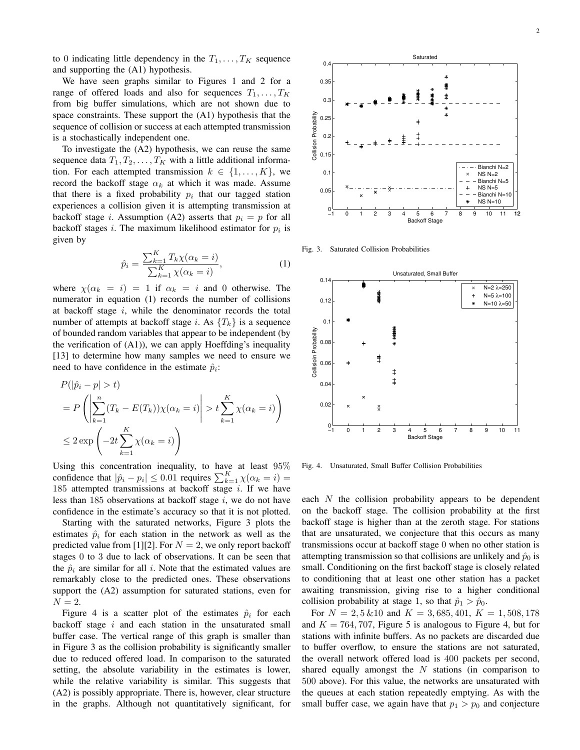to 0 indicating little dependency in the $T_1, \ldots, T_K$ sequence and supporting the (A1) hypothesis.

We have seen graphs similar to Figures 1 and 2 for a range of offered loads and also for sequences $T_1, \ldots, T_K$ from big buffer simulations, which are not shown due to space constraints. These support the (A1) hypothesis that the sequence of collision or success at each attempted transmission is a stochastically independent one.

To investigate the (A2) hypothesis, we can reuse the same sequence data $T_1, T_2, \ldots, T_K$ with a little additional information. For each attempted transmission $k \in \{1, \ldots, K\}$, we record the backoff stage $\alpha_k$ at which it was made. Assume that there is a fixed probability $p_i$ that our tagged station experiences a collision given it is attempting transmission at backoff stage $i$. Assumption (A2) asserts that $p_i = p$ for all backoff stages $i$. The maximum likelihood estimator for $p_i$ is given by

$$\hat{p}_i = \frac{\sum_{k=1}^{K} T_k \chi(\alpha_k = i)}{\sum_{k=1}^{K} \chi(\alpha_k = i)}, \tag{1}$$

where $\chi(\alpha_k = i) = 1$ if $\alpha_k = i$ and 0 otherwise. The numerator in equation (1) records the number of collisions at backoff stage $i$, while the denominator records the total number of attempts at backoff stage $i$. As $\{T_k\}$ is a sequence of bounded random variables that appear to be independent (by the verification of (A1)), we can apply Hoeffding's inequality [13] to determine how many samples we need to ensure we need to have confidence in the estimate $\hat{p}_i$:

$$\begin{aligned}
&P(|\hat{p}_i - p| > t) \\
&= P\left(\left|\sum_{k=1}^{n}(T_k - E(T_k))\chi(\alpha_k = i)\right| > t\sum_{k=1}^{K}\chi(\alpha_k = i)\right) \\
&\leq 2\exp\left(-2t\sum_{k=1}^{K}\chi(\alpha_k = i)\right)
\end{aligned}$$

Using this concentration inequality, to have at least 95% confidence that $|\hat{p}_i - p_i| \leq 0.01$ requires $\sum_{k=1}^{K}\chi(\alpha_k = i) = 185$ attempted transmissions at backoff stage $i$. If we have less than 185 observations at backoff stage $i$, we do not have confidence in the estimate's accuracy so that it is not plotted.

Starting with the saturated networks, Figure 3 plots the estimates $\hat{p}_i$ for each station in the network as well as the predicted value from [1][2]. For $N = 2$, we only report backoff stages 0 to 3 due to lack of observations. It can be seen that the $\hat{p}_i$ are similar for all $i$. Note that the estimated values are remarkably close to the predicted ones. These observations support the (A2) assumption for saturated stations, even for $N = 2$.

Figure 4 is a scatter plot of the estimates $\hat{p}_i$ for each backoff stage $i$ and each station in the unsaturated small buffer case. The vertical range of this graph is smaller than in Figure 3 as the collision probability is significantly smaller due to reduced offered load. In comparison to the saturated setting, the absolute variability in the estimates is lower, while the relative variability is similar. This suggests that (A2) is possibly appropriate. There is, however, clear structure in the graphs. Although not quantitatively significant, for each $N$ the collision probability appears to be dependent on the backoff stage. The collision probability at the first backoff stage is higher than at the zeroth stage. For stations that are unsaturated, we conjecture that this occurs as many transmissions occur at backoff stage 0 when no other station is attempting transmission so that collisions are unlikely and $\hat{p}_0$ is small. Conditioning on the first backoff stage is closely related to conditioning that at least one other station has a packet awaiting transmission, giving rise to a higher conditional collision probability at stage 1, so that $\hat{p}_1 > \hat{p}_0$.

Fig. 3. Saturated Collision Probabilities

Fig. 4. Unsaturated, Small Buffer Collision Probabilities

For $N = 2, 5\,\&10$ and $K = 3,685,401$, $K = 1,508,178$ and $K = 764,707$, Figure 5 is analogous to Figure 4, but for stations with infinite buffers. As no packets are discarded due to buffer overflow, to ensure the stations are not saturated, the overall network offered load is 400 packets per second, shared equally amongst the $N$ stations (in comparison to 500 above). For this value, the networks are unsaturated with the queues at each station repeatedly emptying. As with the small buffer case, we again have that $p_1 > p_0$ and conjecture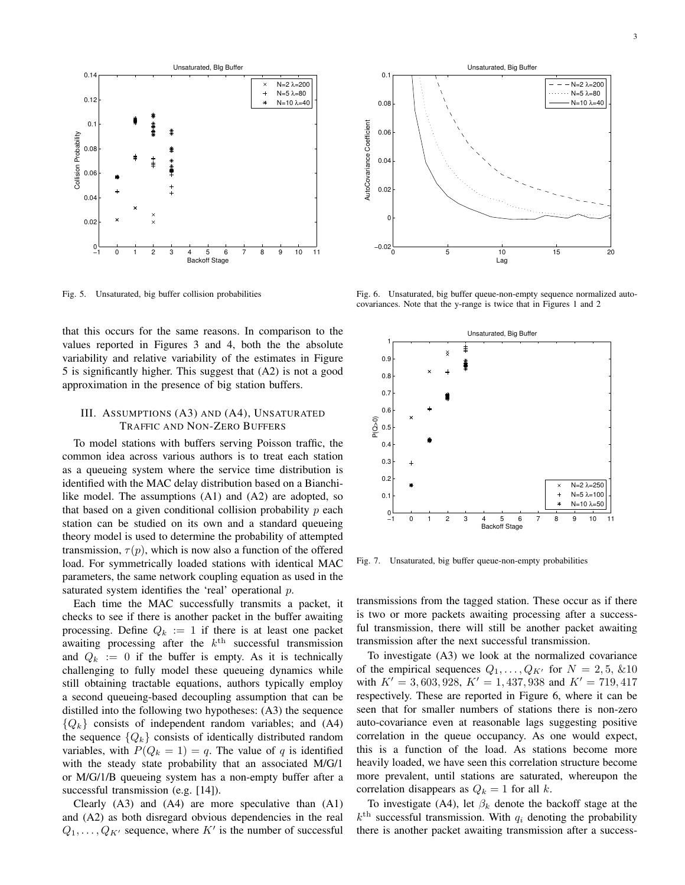Fig. 5. Unsaturated, big buffer collision probabilities

Fig. 6. Unsaturated, big buffer queue-non-empty sequence normalized autocovariances. Note that the y-range is twice that in Figures 1 and 2

Fig. 7. Unsaturated, big buffer queue-non-empty probabilities

that this occurs for the same reasons. In comparison to the values reported in Figures 3 and 4, both the the absolute variability and relative variability of the estimates in Figure 5 is significantly higher. This suggest that (A2) is not a good approximation in the presence of big station buffers.

## III. Assumptions (A3) and (A4), Unsaturated Traffic and Non-Zero Buffers

To model stations with buffers serving Poisson traffic, the common idea across various authors is to treat each station as a queueing system where the service time distribution is identified with the MAC delay distribution based on a Bianchi-like model. The assumptions (A1) and (A2) are adopted, so that based on a given conditional collision probability $p$ each station can be studied on its own and a standard queueing theory model is used to determine the probability of attempted transmission, $\tau(p)$, which is now also a function of the offered load. For symmetrically loaded stations with identical MAC parameters, the same network coupling equation as used in the saturated system identifies the 'real' operational $p$.

Each time the MAC successfully transmits a packet, it checks to see if there is another packet in the buffer awaiting processing. Define $Q_k := 1$ if there is at least one packet awaiting processing after the $k^{\text{th}}$ successful transmission and $Q_k := 0$ if the buffer is empty. As it is technically challenging to fully model these queueing dynamics while still obtaining tractable equations, authors typically employ a second queueing-based decoupling assumption that can be distilled into the following two hypotheses: (A3) the sequence $\{Q_k\}$ consists of independent random variables; and (A4) the sequence $\{Q_k\}$ consists of identically distributed random variables, with $P(Q_k = 1) = q$. The value of $q$ is identified with the steady state probability that an associated M/G/1 or M/G/1/B queueing system has a non-empty buffer after a successful transmission (e.g. [14]).

Clearly (A3) and (A4) are more speculative than (A1) and (A2) as both disregard obvious dependencies in the real $Q_1, \ldots, Q_{K'}$ sequence, where $K'$ is the number of successful transmissions from the tagged station. These occur as if there is two or more packets awaiting processing after a successful transmission, there will still be another packet awaiting transmission after the next successful transmission.

To investigate (A3) we look at the normalized covariance of the empirical sequences $Q_1, \ldots, Q_{K'}$ for $N = 2, 5, \&10$ with $K' = 3,603,928$, $K' = 1,437,938$ and $K' = 719,417$ respectively. These are reported in Figure 6, where it can be seen that for smaller numbers of stations there is non-zero auto-covariance even at reasonable lags suggesting positive correlation in the queue occupancy. As one would expect, this is a function of the load. As stations become more heavily loaded, we have seen this correlation structure become more prevalent, until stations are saturated, whereupon the correlation disappears as $Q_k = 1$ for all $k$.

To investigate (A4), let $\beta_k$ denote the backoff stage at the $k^{\text{th}}$ successful transmission. With $q_i$ denoting the probability there is another packet awaiting transmission after a success-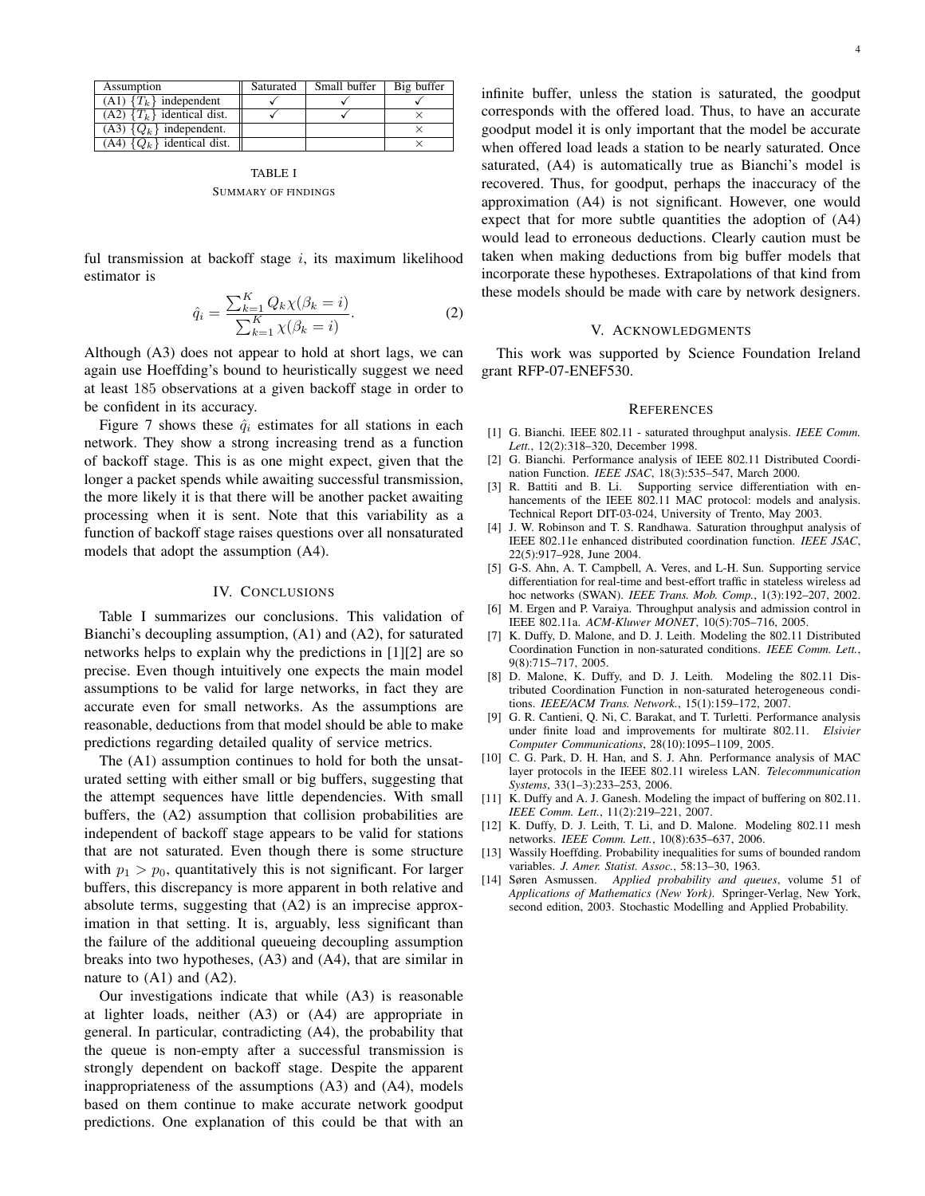| Assumption | Saturated | Small buffer | Big buffer |
|---|---|---|---|
| (A1) $\{T_k\}$ independent | ✓ | ✓ | ✓ |
| (A2) $\{T_k\}$ identical dist. | ✓ | ✓ | × |
| (A3) $\{Q_k\}$ independent. | | | × |
| (A4) $\{Q_k\}$ identical dist. | | | × |

TABLE I
SUMMARY OF FINDINGS

ful transmission at backoff stage $i$, its maximum likelihood estimator is

$$\hat{q}_i = \frac{\sum_{k=1}^{K} Q_k \chi(\beta_k = i)}{\sum_{k=1}^{K} \chi(\beta_k = i)}. \tag{2}$$

Although (A3) does not appear to hold at short lags, we can again use Hoeffding's bound to heuristically suggest we need at least 185 observations at a given backoff stage in order to be confident in its accuracy.

Figure 7 shows these $\hat{q}_i$ estimates for all stations in each network. They show a strong increasing trend as a function of backoff stage. This is as one might expect, given that the longer a packet spends while awaiting successful transmission, the more likely it is that there will be another packet awaiting processing when it is sent. Note that this variability as a function of backoff stage raises questions over all nonsaturated models that adopt the assumption (A4).

## IV. CONCLUSIONS

Table I summarizes our conclusions. This validation of Bianchi's decoupling assumption, (A1) and (A2), for saturated networks helps to explain why the predictions in [1][2] are so precise. Even though intuitively one expects the main model assumptions to be valid for large networks, in fact they are accurate even for small networks. As the assumptions are reasonable, deductions from that model should be able to make predictions regarding detailed quality of service metrics.

The (A1) assumption continues to hold for both the unsaturated setting with either small or big buffers, suggesting that the attempt sequences have little dependencies. With small buffers, the (A2) assumption that collision probabilities are independent of backoff stage appears to be valid for stations that are not saturated. Even though there is some structure with $p_1 > p_0$, quantitatively this is not significant. For larger buffers, this discrepancy is more apparent in both relative and absolute terms, suggesting that (A2) is an imprecise approximation in that setting. It is, arguably, less significant than the failure of the additional queueing decoupling assumption breaks into two hypotheses, (A3) and (A4), that are similar in nature to (A1) and (A2).

Our investigations indicate that while (A3) is reasonable at lighter loads, neither (A3) or (A4) are appropriate in general. In particular, contradicting (A4), the probability that the queue is non-empty after a successful transmission is strongly dependent on backoff stage. Despite the apparent inappropriateness of the assumptions (A3) and (A4), models based on them continue to make accurate network goodput predictions. One explanation of this could be that with an infinite buffer, unless the station is saturated, the goodput corresponds with the offered load. Thus, to have an accurate goodput model it is only important that the model be accurate when offered load leads a station to be nearly saturated. Once saturated, (A4) is automatically true as Bianchi's model is recovered. Thus, for goodput, perhaps the inaccuracy of the approximation (A4) is not significant. However, one would expect that for more subtle quantities the adoption of (A4) would lead to erroneous deductions. Clearly caution must be taken when making deductions from big buffer models that incorporate these hypotheses. Extrapolations of that kind from these models should be made with care by network designers.

## V. ACKNOWLEDGMENTS

This work was supported by Science Foundation Ireland grant RFP-07-ENEF530.

## REFERENCES

[1] G. Bianchi. IEEE 802.11 - saturated throughput analysis. *IEEE Comm. Lett.*, 12(2):318–320, December 1998.

[2] G. Bianchi. Performance analysis of IEEE 802.11 Distributed Coordination Function. *IEEE JSAC*, 18(3):535–547, March 2000.

[3] R. Battiti and B. Li. Supporting service differentiation with enhancements of the IEEE 802.11 MAC protocol: models and analysis. Technical Report DIT-03-024, University of Trento, May 2003.

[4] J. W. Robinson and T. S. Randhawa. Saturation throughput analysis of IEEE 802.11e enhanced distributed coordination function. *IEEE JSAC*, 22(5):917–928, June 2004.

[5] G-S. Ahn, A. T. Campbell, A. Veres, and L-H. Sun. Supporting service differentiation for real-time and best-effort traffic in stateless wireless ad hoc networks (SWAN). *IEEE Trans. Mob. Comp.*, 1(3):192–207, 2002.

[6] M. Ergen and P. Varaiya. Throughput analysis and admission control in IEEE 802.11a. *ACM-Kluwer MONET*, 10(5):705–716, 2005.

[7] K. Duffy, D. Malone, and D. J. Leith. Modeling the 802.11 Distributed Coordination Function in non-saturated conditions. *IEEE Comm. Lett.*, 9(8):715–717, 2005.

[8] D. Malone, K. Duffy, and D. J. Leith. Modeling the 802.11 Distributed Coordination Function in non-saturated heterogeneous conditions. *IEEE/ACM Trans. Network.*, 15(1):159–172, 2007.

[9] G. R. Cantieni, Q. Ni, C. Barakat, and T. Turletti. Performance analysis under finite load and improvements for multirate 802.11. *Elsivier Computer Communications*, 28(10):1095–1109, 2005.

[10] C. G. Park, D. H. Han, and S. J. Ahn. Performance analysis of MAC layer protocols in the IEEE 802.11 wireless LAN. *Telecommunication Systems*, 33(1–3):233–253, 2006.

[11] K. Duffy and A. J. Ganesh. Modeling the impact of buffering on 802.11. *IEEE Comm. Lett.*, 11(2):219–221, 2007.

[12] K. Duffy, D. J. Leith, T. Li, and D. Malone. Modeling 802.11 mesh networks. *IEEE Comm. Lett.*, 10(8):635–637, 2006.

[13] Wassily Hoeffding. Probability inequalities for sums of bounded random variables. *J. Amer. Statist. Assoc.*, 58:13–30, 1963.

[14] Søren Asmussen. *Applied probability and queues*, volume 51 of *Applications of Mathematics (New York)*. Springer-Verlag, New York, second edition, 2003. Stochastic Modelling and Applied Probability.